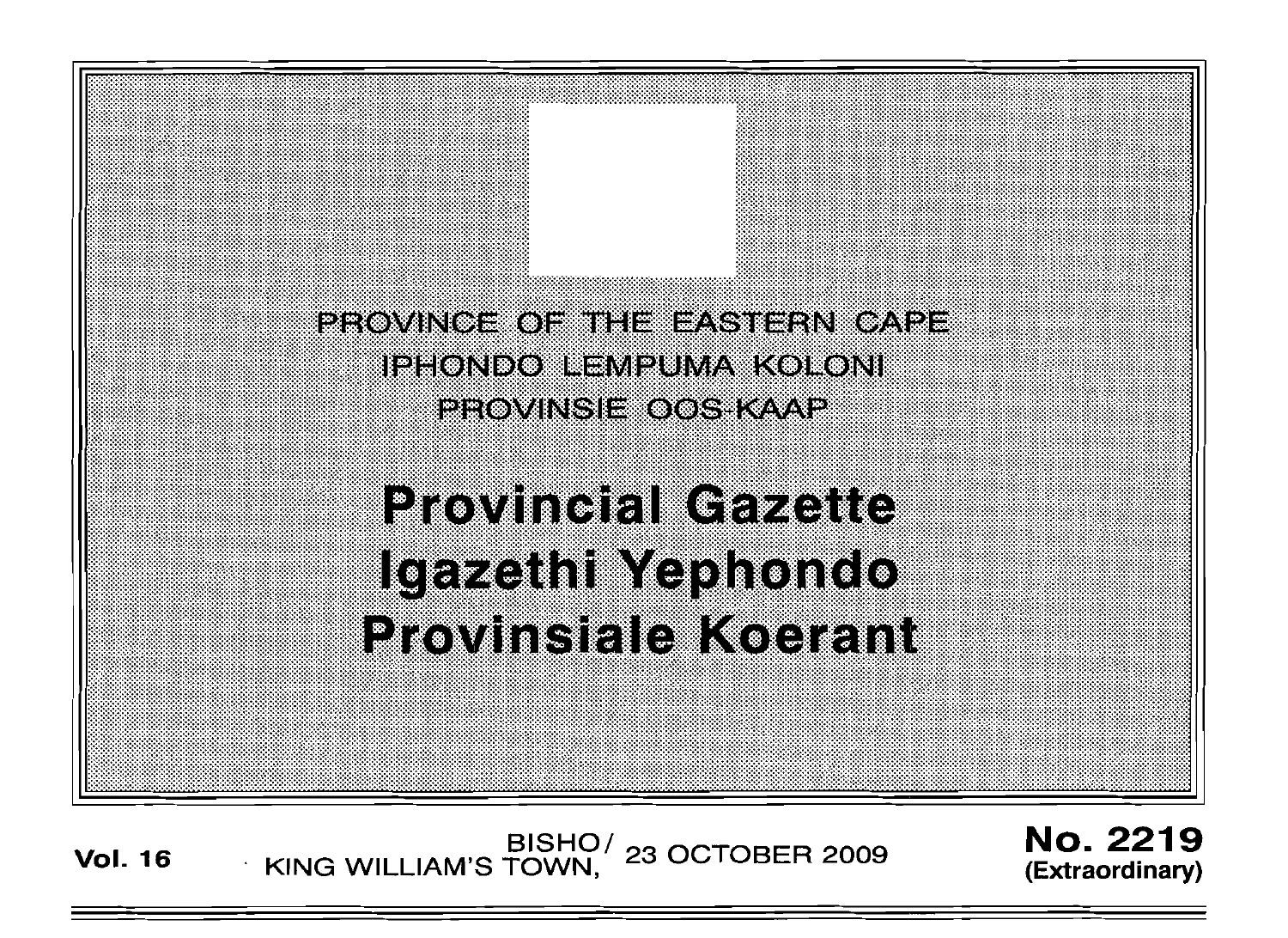PROVINCE OF THE EASTERN CAPE

IPHONDO LEMPUMA KOLONI

PROVINSIE OOS-KAAP

# Provincial Gazette
# Igazethi Yephondo
# Provinsiale Koerant

**Vol. 16** BISHO/ KING WILLIAM'S TOWN, 23 OCTOBER 2009 **No. 2219 (Extraordinary)**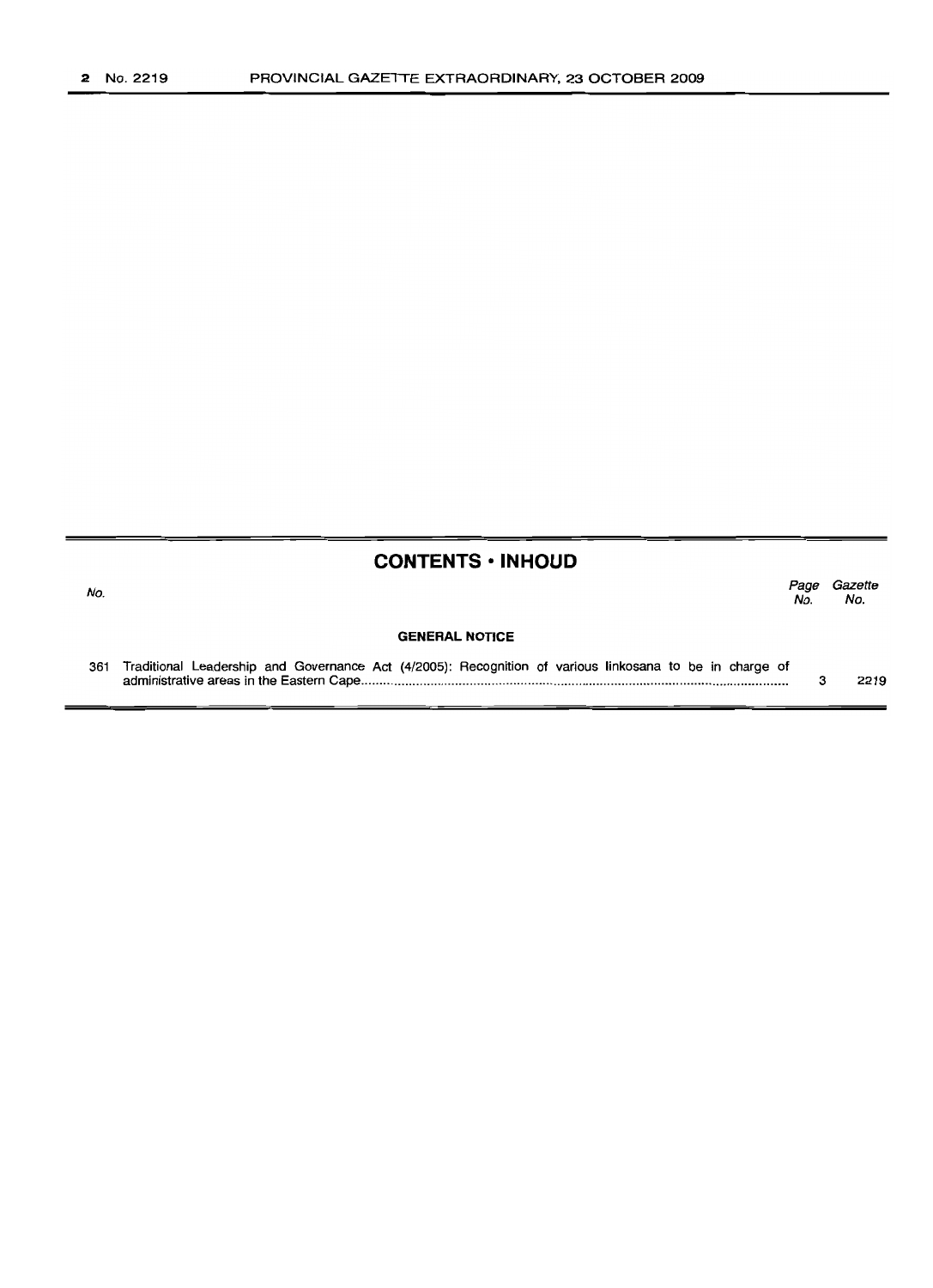## CONTENTS • INHOUD

| No. | | Page No. | Gazette No. |
|---|---|---|---|
| | **GENERAL NOTICE** | | |
| 361 | Traditional Leadership and Governance Act (4/2005): Recognition of various Iinkosana to be in charge of administrative areas in the Eastern Cape | 3 | 2219 |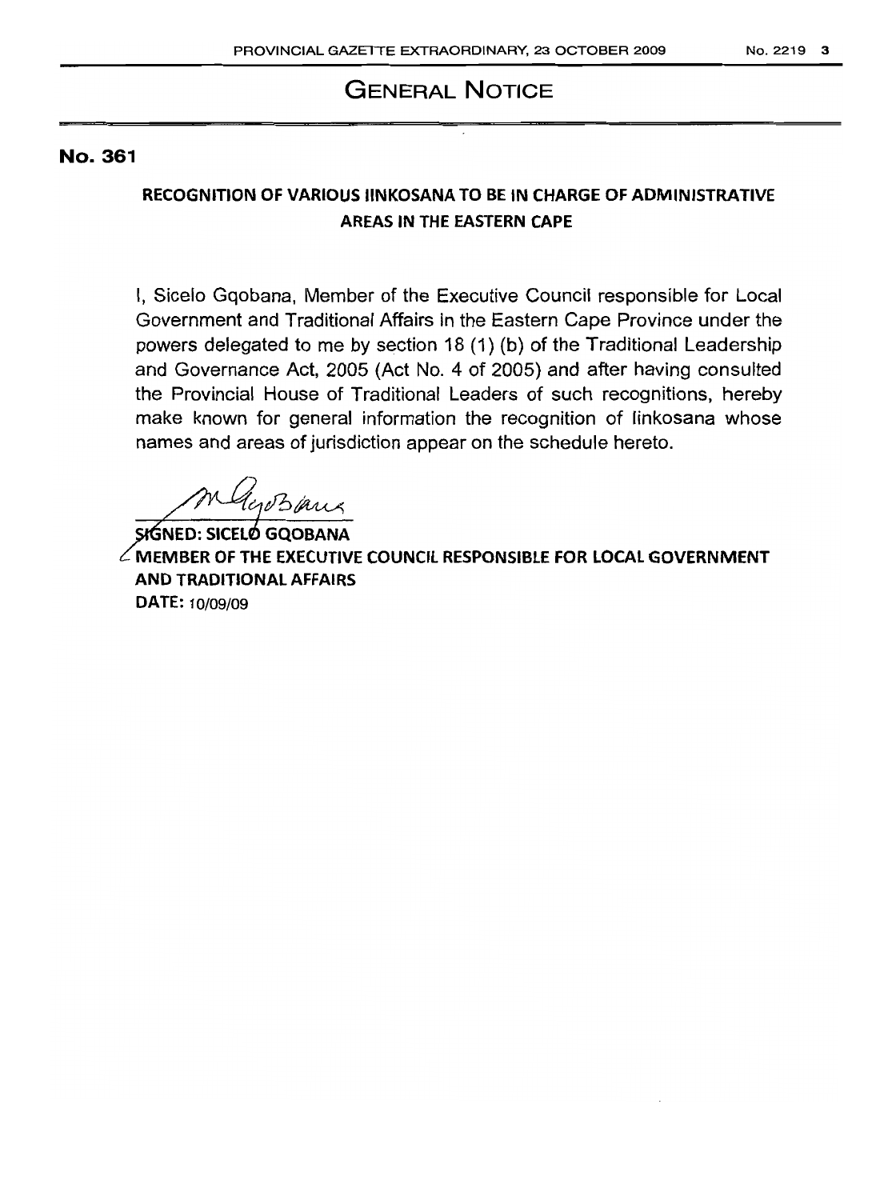# GENERAL NOTICE

**No. 361**

**RECOGNITION OF VARIOUS IINKOSANA TO BE IN CHARGE OF ADMINISTRATIVE AREAS IN THE EASTERN CAPE**

I, Sicelo Gqobana, Member of the Executive Council responsible for Local Government and Traditional Affairs in the Eastern Cape Province under the powers delegated to me by section 18 (1) (b) of the Traditional Leadership and Governance Act, 2005 (Act No. 4 of 2005) and after having consulted the Provincial House of Traditional Leaders of such recognitions, hereby make known for general information the recognition of Iinkosana whose names and areas of jurisdiction appear on the schedule hereto.

**SIGNED: SICELO GQOBANA**
**MEMBER OF THE EXECUTIVE COUNCIL RESPONSIBLE FOR LOCAL GOVERNMENT AND TRADITIONAL AFFAIRS**
**DATE:** 10/09/09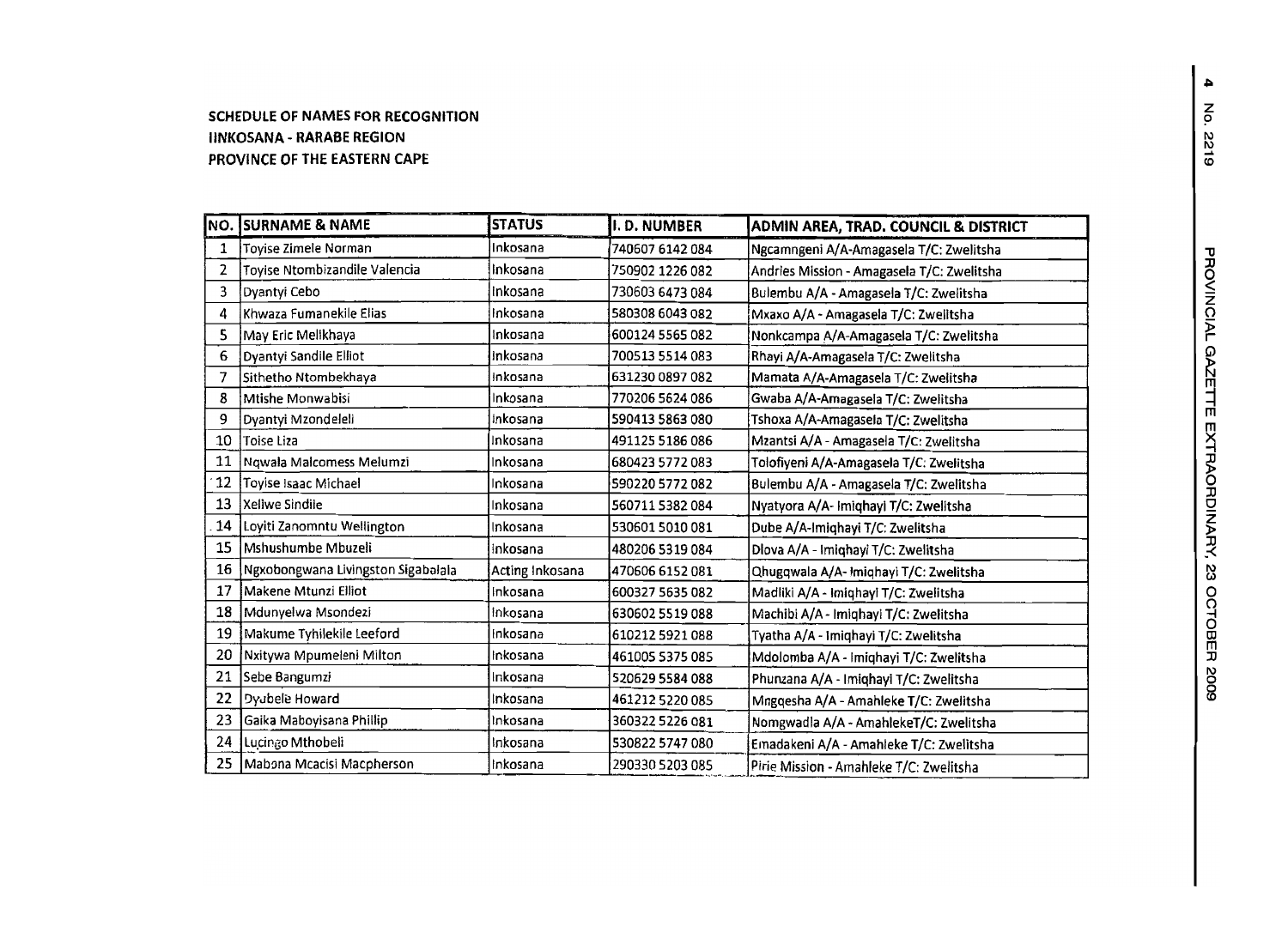**SCHEDULE OF NAMES FOR RECOGNITION**
**IINKOSANA - RARABE REGION**
**PROVINCE OF THE EASTERN CAPE**

| NO. | SURNAME & NAME | STATUS | I. D. NUMBER | ADMIN AREA, TRAD. COUNCIL & DISTRICT |
|---|---|---|---|---|
| 1 | Toyise Zimele Norman | Inkosana | 740607 6142 084 | Ngcamngeni A/A-Amagasela T/C: Zwelitsha |
| 2 | Toyise Ntombizandile Valencia | Inkosana | 750902 1226 082 | Andries Mission - Amagasela T/C: Zwelitsha |
| 3 | Dyantyi Cebo | Inkosana | 730603 6473 084 | Bulembu A/A - Amagasela T/C: Zwelitsha |
| 4 | Khwaza Fumanekile Elias | Inkosana | 580308 6043 082 | Mxaxo A/A - Amagasela T/C: Zwelitsha |
| 5 | May Eric Melikhaya | Inkosana | 600124 5565 082 | Nonkcampa A/A-Amagasela T/C: Zwelitsha |
| 6 | Dyantyi Sandile Elliot | Inkosana | 700513 5514 083 | Rhayi A/A-Amagasela T/C: Zwelitsha |
| 7 | Sithetho Ntombekhaya | Inkosana | 631230 0897 082 | Mamata A/A-Amagasela T/C: Zwelitsha |
| 8 | Mtishe Monwabisi | Inkosana | 770206 5624 086 | Gwaba A/A-Amagasela T/C: Zwelitsha |
| 9 | Dyantyi Mzondeleli | Inkosana | 590413 5863 080 | Tshoxa A/A-Amagasela T/C: Zwelitsha |
| 10 | Toise Liza | Inkosana | 491125 5186 086 | Mzantsi A/A - Amagasela T/C: Zwelitsha |
| 11 | Nqwala Malcomess Melumzi | Inkosana | 680423 5772 083 | Tolofiyeni A/A-Amagasela T/C: Zwelitsha |
| 12 | Toyise Isaac Michael | Inkosana | 590220 5772 082 | Bulembu A/A - Amagasela T/C: Zwelitsha |
| 13 | Xeliwe Sindile | Inkosana | 560711 5382 084 | Nyatyora A/A- Imiqhayi T/C: Zwelitsha |
| 14 | Loyiti Zanomntu Wellington | Inkosana | 530601 5010 081 | Dube A/A-Imiqhayi T/C: Zwelitsha |
| 15 | Mshushumbe Mbuzeli | Inkosana | 480206 5319 084 | Dlova A/A - Imiqhayi T/C: Zwelitsha |
| 16 | Ngxobongwana Livingston Sigabalala | Acting Inkosana | 470606 6152 081 | Qhugqwala A/A- Imiqhayi T/C: Zwelitsha |
| 17 | Makene Mtunzi Elliot | Inkosana | 600327 5635 082 | Madliki A/A - Imiqhayi T/C: Zwelitsha |
| 18 | Mdunyelwa Msondezi | Inkosana | 630602 5519 088 | Machibi A/A - Imiqhayi T/C: Zwelitsha |
| 19 | Makume Tyhilekile Leeford | Inkosana | 610212 5921 088 | Tyatha A/A - Imiqhayi T/C: Zwelitsha |
| 20 | Nxitywa Mpumeleni Milton | Inkosana | 461005 5375 085 | Mdolomba A/A - Imiqhayi T/C: Zwelitsha |
| 21 | Sebe Bangumzi | Inkosana | 520629 5584 088 | Phunzana A/A - Imiqhayi T/C: Zwelitsha |
| 22 | Dyubele Howard | Inkosana | 461212 5220 085 | Mngqesha A/A - Amahleke T/C: Zwelitsha |
| 23 | Gaika Maboyisana Phillip | Inkosana | 360322 5226 081 | Nomgwadla A/A - AmahlekeT/C: Zwelitsha |
| 24 | Lucingo Mthobeli | Inkosana | 530822 5747 080 | Emadakeni A/A - Amahleke T/C: Zwelitsha |
| 25 | Mabona Mcacisi Macpherson | Inkosana | 290330 5203 085 | Pirie Mission - Amahleke T/C: Zwelitsha |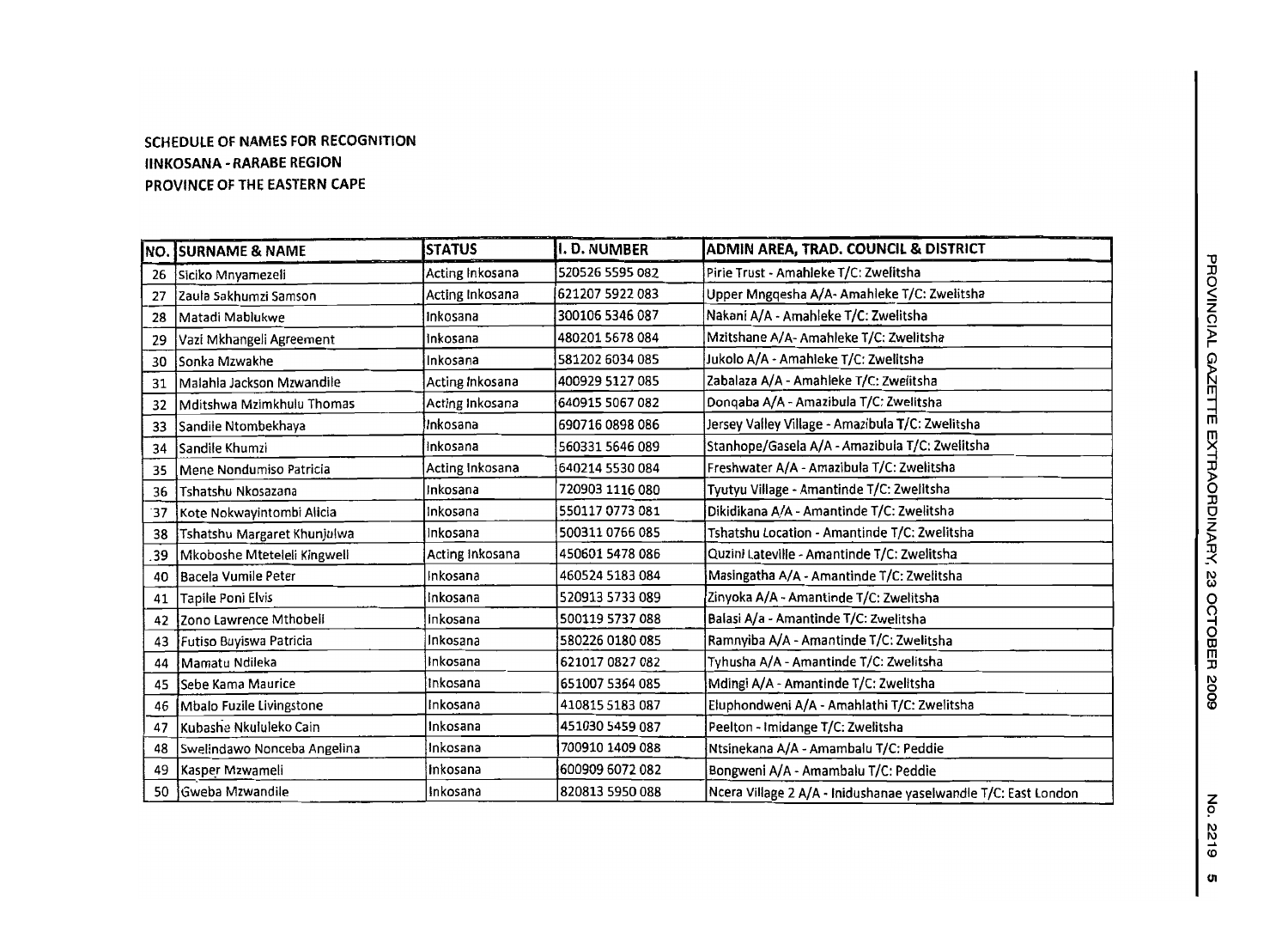**SCHEDULE OF NAMES FOR RECOGNITION**
**IINKOSANA - RARABE REGION**
**PROVINCE OF THE EASTERN CAPE**

| NO. | SURNAME & NAME | STATUS | I. D. NUMBER | ADMIN AREA, TRAD. COUNCIL & DISTRICT |
|---|---|---|---|---|
| 26 | Siciko Mnyamezeli | Acting Inkosana | 520526 5595 082 | Pirie Trust - Amahleke T/C: Zwelitsha |
| 27 | Zaula Sakhumzi Samson | Acting Inkosana | 621207 5922 083 | Upper Mngqesha A/A- Amahleke T/C: Zwelitsha |
| 28 | Matadi Mablukwe | Inkosana | 300106 5346 087 | Nakani A/A - Amahleke T/C: Zwelitsha |
| 29 | Vazi Mkhangeli Agreement | Inkosana | 480201 5678 084 | Mzitshane A/A- Amahleke T/C: Zwelitsha |
| 30 | Sonka Mzwakhe | Inkosana | 581202 6034 085 | Jukolo A/A - Amahleke T/C: Zwelitsha |
| 31 | Malahla Jackson Mzwandile | Acting Inkosana | 400929 5127 085 | Zabalaza A/A - Amahleke T/C: Zwelitsha |
| 32 | Mditshwa Mzimkhulu Thomas | Acting Inkosana | 640915 5067 082 | Donqaba A/A - Amazibula T/C: Zwelitsha |
| 33 | Sandile Ntombekhaya | Inkosana | 690716 0898 086 | Jersey Valley Village - Amazibula T/C: Zwelitsha |
| 34 | Sandile Khumzi | Inkosana | 560331 5646 089 | Stanhope/Gasela A/A - Amazibula T/C: Zwelitsha |
| 35 | Mene Nondumiso Patricia | Acting Inkosana | 640214 5530 084 | Freshwater A/A - Amazibula T/C: Zwelitsha |
| 36 | Tshatshu Nkosazana | Inkosana | 720903 1116 080 | Tyutyu Village - Amantinde T/C: Zwelitsha |
| 37 | Kote Nokwayintombi Alicia | Inkosana | 550117 0773 081 | Dikidikana A/A - Amantinde T/C: Zwelitsha |
| 38 | Tshatshu Margaret Khunjulwa | Inkosana | 500311 0766 085 | Tshatshu Location - Amantinde T/C: Zwelitsha |
| 39 | Mkoboshe Mteteleli Kingwell | Acting Inkosana | 450601 5478 086 | Quzini Lateville - Amantinde T/C: Zwelitsha |
| 40 | Bacela Vumile Peter | Inkosana | 460524 5183 084 | Masingatha A/A - Amantinde T/C: Zwelitsha |
| 41 | Tapile Poni Elvis | Inkosana | 520913 5733 089 | Zinyoka A/A - Amantinde T/C: Zwelitsha |
| 42 | Zono Lawrence Mthobeli | Inkosana | 500119 5737 088 | Balasi A/a - Amantinde T/C: Zwelitsha |
| 43 | Futiso Buyiswa Patricia | Inkosana | 580226 0180 085 | Ramnyiba A/A - Amantinde T/C: Zwelitsha |
| 44 | Mamatu Ndileka | Inkosana | 621017 0827 082 | Tyhusha A/A - Amantinde T/C: Zwelitsha |
| 45 | Sebe Kama Maurice | Inkosana | 651007 5364 085 | Mdingi A/A - Amantinde T/C: Zwelitsha |
| 46 | Mbalo Fuzile Livingstone | Inkosana | 410815 5183 087 | Eluphondweni A/A - Amahlathi T/C: Zwelitsha |
| 47 | Kubashe Nkululeko Cain | Inkosana | 451030 5459 087 | Peelton - Imidange T/C: Zwelitsha |
| 48 | Swelindawo Nonceba Angelina | Inkosana | 700910 1409 088 | Ntsinekana A/A - Amambalu T/C: Peddie |
| 49 | Kasper Mzwameli | Inkosana | 600909 6072 082 | Bongweni A/A - Amambalu T/C: Peddie |
| 50 | Gweba Mzwandile | Inkosana | 820813 5950 088 | Ncera Village 2 A/A - Inidushanae yaselwandle T/C: East London |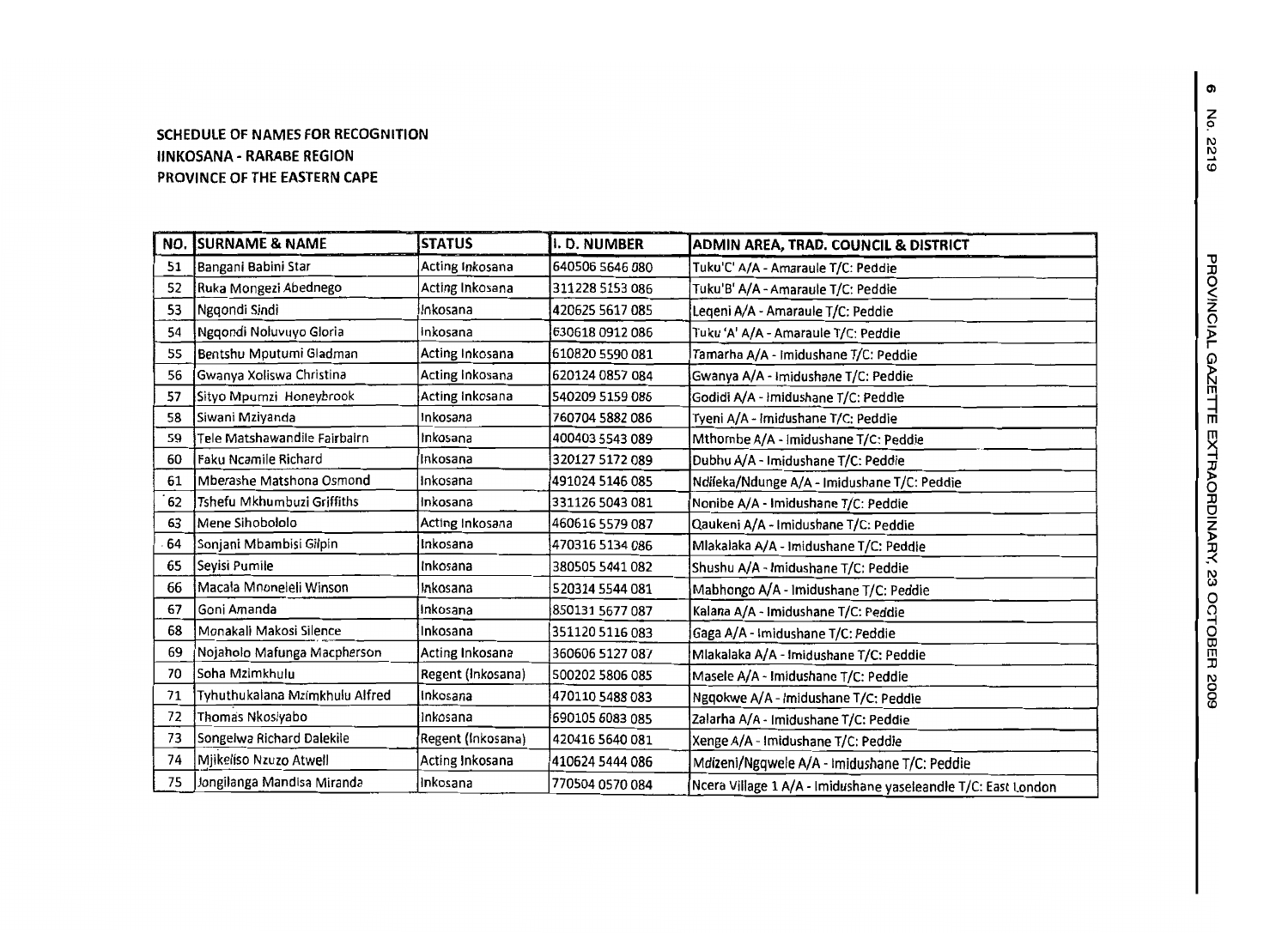**SCHEDULE OF NAMES FOR RECOGNITION**
**IINKOSANA - RARABE REGION**
**PROVINCE OF THE EASTERN CAPE**

| NO. | SURNAME & NAME | STATUS | I. D. NUMBER | ADMIN AREA, TRAD. COUNCIL & DISTRICT |
|---|---|---|---|---|
| 51 | Bangani Babini Star | Acting Inkosana | 640506 5646 080 | Tuku'C' A/A - Amaraule T/C: Peddie |
| 52 | Ruka Mongezi Abednego | Acting Inkosana | 311228 5153 086 | Tuku'B' A/A - Amaraule T/C: Peddie |
| 53 | Ngqondi Sindi | Inkosana | 420625 5617 085 | Leqeni A/A - Amaraule T/C: Peddie |
| 54 | Ngqondi Noluvuyo Gloria | Inkosana | 630618 0912 086 | Tuku 'A' A/A - Amaraule T/C: Peddie |
| 55 | Bentshu Mputumi Gladman | Acting Inkosana | 610820 5590 081 | Tamarha A/A - Imidushane T/C: Peddie |
| 56 | Gwanya Xoliswa Christina | Acting Inkosana | 620124 0857 084 | Gwanya A/A - Imidushane T/C: Peddie |
| 57 | Sityo Mpumzi Honeybrook | Acting Inkosana | 540209 5159 086 | Godidi A/A - Imidushane T/C: Peddie |
| 58 | Siwani Mziyanda | Inkosana | 760704 5882 086 | Tyeni A/A - Imidushane T/C: Peddie |
| 59 | Tele Matshawandile Fairbairn | Inkosana | 400403 5543 089 | Mthombe A/A - Imidushane T/C: Peddie |
| 60 | Faku Ncamile Richard | Inkosana | 320127 5172 089 | Dubhu A/A - Imidushane T/C: Peddie |
| 61 | Mberashe Matshona Osmond | Inkosana | 491024 5146 085 | Ndlleka/Ndunge A/A - Imidushane T/C: Peddie |
| 62 | Tshefu Mkhumbuzi Griffiths | Inkosana | 331126 5043 081 | Nonibe A/A - Imidushane T/C: Peddie |
| 63 | Mene Sihobololo | Acting Inkosana | 460616 5579 087 | Qaukeni A/A - Imidushane T/C: Peddie |
| 64 | Sonjani Mbambisi Gilpin | Inkosana | 470316 5134 086 | Mlakalaka A/A - Imidushane T/C: Peddie |
| 65 | Seyisi Pumile | Inkosana | 380505 5441 082 | Shushu A/A - Imidushane T/C: Peddie |
| 66 | Macala Mnoneleli Winson | Inkosana | 520314 5544 081 | Mabhongo A/A - Imidushane T/C: Peddie |
| 67 | Goni Amanda | Inkosana | 850131 5677 087 | Kalana A/A - Imidushane T/C: Peddie |
| 68 | Monakali Makosi Silence | Inkosana | 351120 5116 083 | Gaga A/A - Imidushane T/C: Peddie |
| 69 | Nojaholo Mafunga Macpherson | Acting Inkosana | 360606 5127 087 | Mlakalaka A/A - Imidushane T/C: Peddie |
| 70 | Soha Mzimkhulu | Regent (Inkosana) | 500202 5806 085 | Masele A/A - Imidushane T/C: Peddie |
| 71 | Tyhuthukalana Mzimkhulu Alfred | Inkosana | 470110 5488 083 | Ngqokwe A/A - Imidushane T/C: Peddie |
| 72 | Thomas Nkosiyabo | Inkosana | 690105 6083 085 | Zalarha A/A - Imidushane T/C: Peddie |
| 73 | Songelwa Richard Dalekile | Regent (Inkosana) | 420416 5640 081 | Xenge A/A - Imidushane T/C: Peddie |
| 74 | Mjikeliso Nzuzo Atwell | Acting Inkosana | 410624 5444 086 | Mdizeni/Ngqwele A/A - Imidushane T/C: Peddie |
| 75 | Jongilanga Mandisa Miranda | Inkosana | 770504 0570 084 | Ncera Village 1 A/A - Imidushane yaseleandle T/C: East London |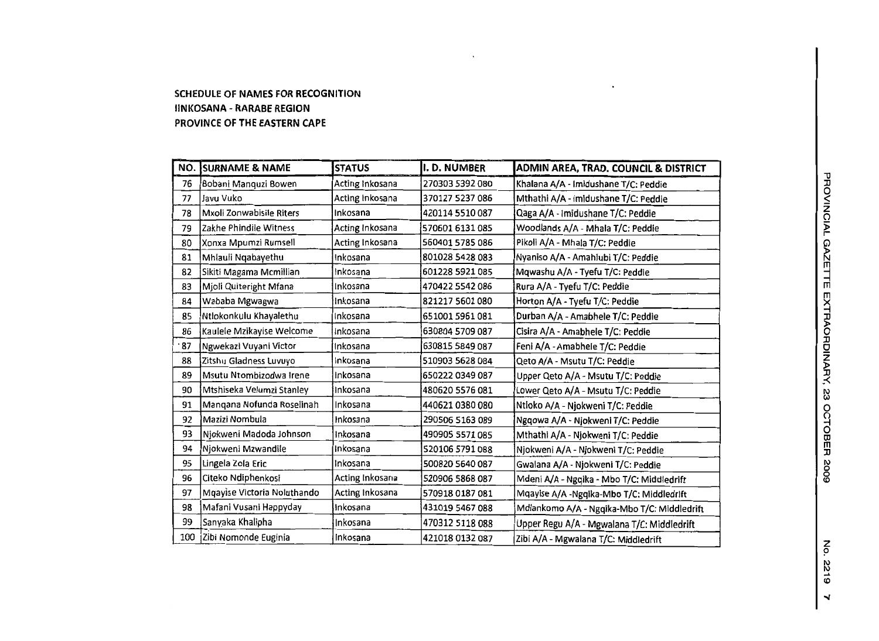**SCHEDULE OF NAMES FOR RECOGNITION**
**IINKOSANA - RARABE REGION**
**PROVINCE OF THE EASTERN CAPE**

| NO. | SURNAME & NAME | STATUS | I. D. NUMBER | ADMIN AREA, TRAD. COUNCIL & DISTRICT |
|---|---|---|---|---|
| 76 | Bobani Manquzi Bowen | Acting Inkosana | 270303 5392 080 | Khalana A/A - Imidushane T/C: Peddie |
| 77 | Javu Vuko | Acting Inkosana | 370127 5237 086 | Mthathi A/A - Imidushane T/C: Peddie |
| 78 | Mxoli Zonwabisile Riters | Inkosana | 420114 5510 087 | Qaga A/A - Imidushane T/C: Peddie |
| 79 | Zakhe Phindile Witness | Acting Inkosana | 570601 6131 085 | Woodlands A/A - Mhala T/C: Peddie |
| 80 | Xonxa Mpumzi Rumsell | Acting Inkosana | 560401 5785 086 | Pikoli A/A - Mhala T/C: Peddie |
| 81 | Mhlauli Nqabayethu | Inkosana | 801028 5428 083 | Nyaniso A/A - Amahlubi T/C: Peddie |
| 82 | Sikiti Magama Mcmillian | Inkosana | 601228 5921 085 | Mqwashu A/A - Tyefu T/C: Peddie |
| 83 | Mjoli Quiteright Mfana | Inkosana | 470422 5542 086 | Rura A/A - Tyefu T/C: Peddie |
| 84 | Wababa Mgwagwa | Inkosana | 821217 5601 080 | Horton A/A - Tyefu T/C: Peddie |
| 85 | Ntlokonkulu Khayalethu | Inkosana | 651001 5961 081 | Durban A/A - Amabhele T/C: Peddie |
| 86 | Kaulele Mzikayise Welcome | Inkosana | 630804 5709 087 | Cisira A/A - Amabhele T/C: Peddie |
| 87 | Ngwekazi Vuyani Victor | Inkosana | 630815 5849 087 | Feni A/A - Amabhele T/C: Peddie |
| 88 | Zitshu Gladness Luvuyo | Inkosana | 510903 5628 084 | Qeto A/A - Msutu T/C: Peddie |
| 89 | Msutu Ntombizodwa Irene | Inkosana | 650222 0349 087 | Upper Qeto A/A - Msutu T/C: Peddie |
| 90 | Mtshiseka Velumzi Stanley | Inkosana | 480620 5576 081 | Lower Qeto A/A - Msutu T/C: Peddie |
| 91 | Manqana Nofunda Roselinah | Inkosana | 440621 0380 080 | Ntloko A/A - Njokweni T/C: Peddie |
| 92 | Mazizi Nombula | Inkosana | 290506 5163 089 | Ngqowa A/A - Njokweni T/C: Peddie |
| 93 | Njokweni Madoda Johnson | Inkosana | 490905 5571 085 | Mthathi A/A - Njokweni T/C: Peddie |
| 94 | Njokweni Mzwandile | Inkosana | 520106 5791 088 | Njokweni A/A - Njokweni T/C: Peddie |
| 95 | Lingela Zola Eric | Inkosana | 500820 5640 087 | Gwalana A/A - Njokweni T/C: Peddie |
| 96 | Citeko Ndiphenkosi | Acting Inkosana | 520906 5868 087 | Mdeni A/A - Ngqika - Mbo T/C: Middledrift |
| 97 | Mqayise Victoria Noluthando | Acting Inkosana | 570918 0187 081 | Mqayise A/A -Ngqika-Mbo T/C: Middledrift |
| 98 | Mafani Vusani Happyday | Inkosana | 431019 5467 088 | Mdlankomo A/A - Ngqika-Mbo T/C: Middledrift |
| 99 | Sanyaka Khalipha | Inkosana | 470312 5118 088 | Upper Regu A/A - Mgwalana T/C: Middledrift |
| 100 | Zibi Nomonde Euginia | Inkosana | 421018 0132 087 | Zibi A/A - Mgwalana T/C: Middledrift |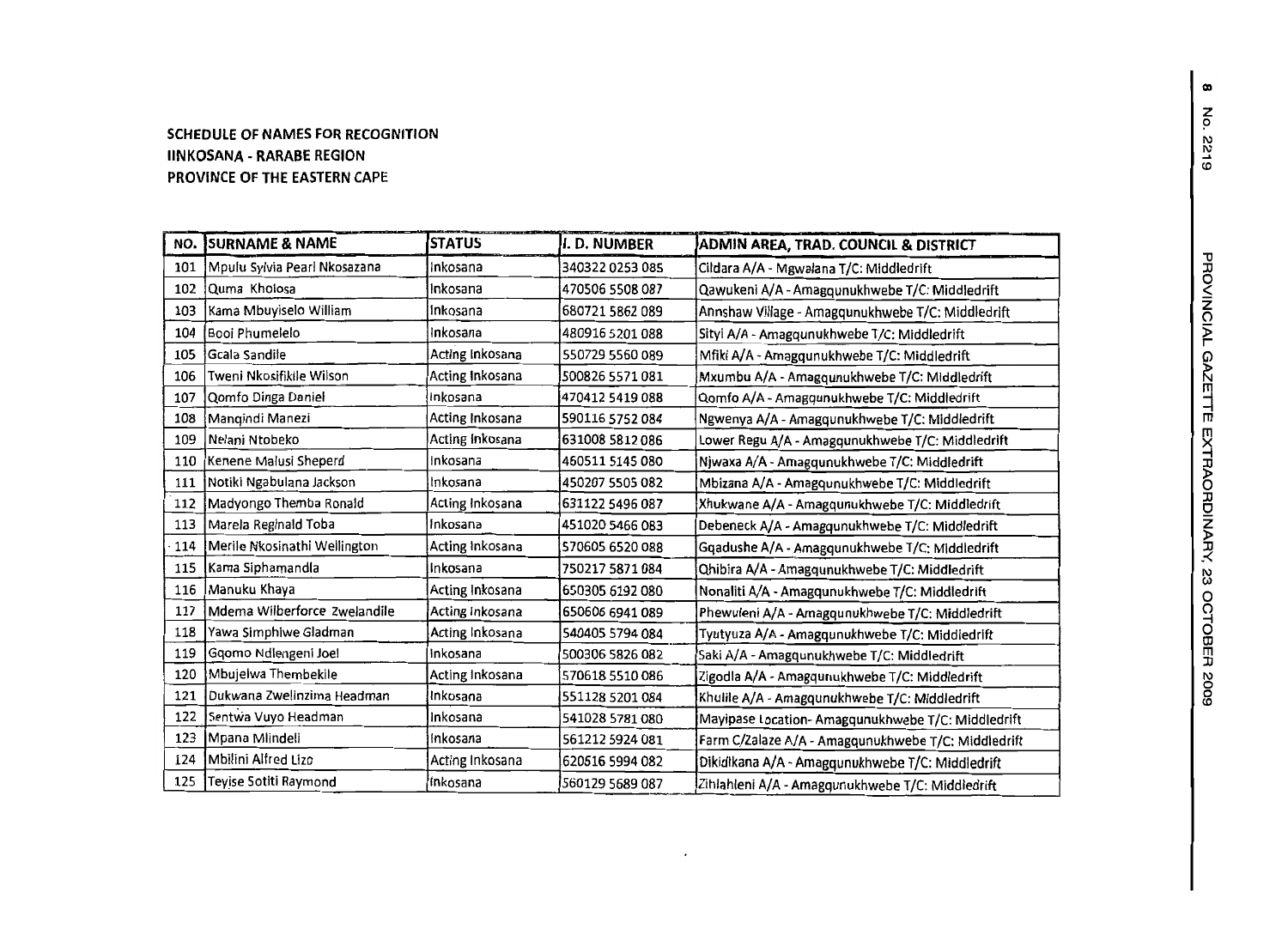**SCHEDULE OF NAMES FOR RECOGNITION**
**IINKOSANA - RARABE REGION**
**PROVINCE OF THE EASTERN CAPE**

| NO. | SURNAME & NAME | STATUS | I. D. NUMBER | ADMIN AREA, TRAD. COUNCIL & DISTRICT |
|---|---|---|---|---|
| 101 | Mpulu Sylvia Pearl Nkosazana | Inkosana | 340322 0253 085 | Cildara A/A - Mgwalana T/C: Middledrift |
| 102 | Quma Kholosa | Inkosana | 470506 5508 087 | Qawukeni A/A - Amagqunukhwebe T/C: Middledrift |
| 103 | Kama Mbuyiselo William | Inkosana | 680721 5862 089 | Annshaw Village - Amagqunukhwebe T/C: Middledrift |
| 104 | Booi Phumelelo | Inkosana | 480916 5201 088 | Sityi A/A - Amagqunukhwebe T/C: Middledrift |
| 105 | Gcala Sandile | Acting Inkosana | 550729 5560 089 | Mfiki A/A - Amagqunukhwebe T/C: Middledrift |
| 106 | Tweni Nkosifikile Wilson | Acting Inkosana | 500826 5571 081 | Mxumbu A/A - Amagqunukhwebe T/C: Middledrift |
| 107 | Qomfo Dinga Daniel | Inkosana | 470412 5419 088 | Qomfo A/A - Amagqunukhwebe T/C: Middledrift |
| 108 | Manqindi Manezi | Acting Inkosana | 590116 5752 084 | Ngwenya A/A - Amagqunukhwebe T/C: Middledrift |
| 109 | Nelani Ntobeko | Acting Inkosana | 631008 5812 086 | Lower Regu A/A - Amagqunukhwebe T/C: Middledrift |
| 110 | Kenene Malusi Sheperd | Inkosana | 460511 5145 080 | Njwaxa A/A - Amagqunukhwebe T/C: Middledrift |
| 111 | Notiki Ngabulana Jackson | Inkosana | 450207 5505 082 | Mbizana A/A - Amagqunukhwebe T/C: Middledrift |
| 112 | Madyongo Themba Ronald | Acting Inkosana | 631122 5496 087 | Xhukwane A/A - Amagqunukhwebe T/C: Middledrift |
| 113 | Marela Reginald Toba | Inkosana | 451020 5466 083 | Debeneck A/A - Amagqunukhwebe T/C: Middledrift |
| 114 | Merile Nkosinathi Wellington | Acting Inkosana | 570605 6520 088 | Gqadushe A/A - Amagqunukhwebe T/C: Middledrift |
| 115 | Kama Siphamandla | Inkosana | 750217 5871 084 | Qhibira A/A - Amagqunukhwebe T/C: Middledrift |
| 116 | Manuku Khaya | Acting Inkosana | 650305 6192 080 | Nonaliti A/A - Amagqunukhwebe T/C: Middledrift |
| 117 | Mdema Wilberforce Zwelandile | Acting Inkosana | 650606 6941 089 | Phewuleni A/A - Amagqunukhwebe T/C: Middledrift |
| 118 | Yawa Simphiwe Gladman | Acting Inkosana | 540405 5794 084 | Tyutyuza A/A - Amagqunukhwebe T/C: Middledrift |
| 119 | Gqomo Ndlengeni Joel | Inkosana | 500306 5826 082 | Saki A/A - Amagqunukhwebe T/C: Middledrift |
| 120 | Mbujelwa Thembekile | Acting Inkosana | 570618 5510 086 | Zigodla A/A - Amagqunukhwebe T/C: Middledrift |
| 121 | Dukwana Zwelinzima Headman | Inkosana | 551128 5201 084 | Khulile A/A - Amagqunukhwebe T/C: Middledrift |
| 122 | Sentwa Vuyo Headman | Inkosana | 541028 5781 080 | Mayipase Location- Amagqunukhwebe T/C: Middledrift |
| 123 | Mpana Mlindeli | Inkosana | 561212 5924 081 | Farm C/Zalaze A/A - Amagqunukhwebe T/C: Middledrift |
| 124 | Mbilini Alfred Lizo | Acting Inkosana | 620516 5994 082 | Dikidikana A/A - Amagqunukhwebe T/C: Middledrift |
| 125 | Teyise Sotiti Raymond | Inkosana | 560129 5689 087 | Zihlahleni A/A - Amagqunukhwebe T/C: Middledrift |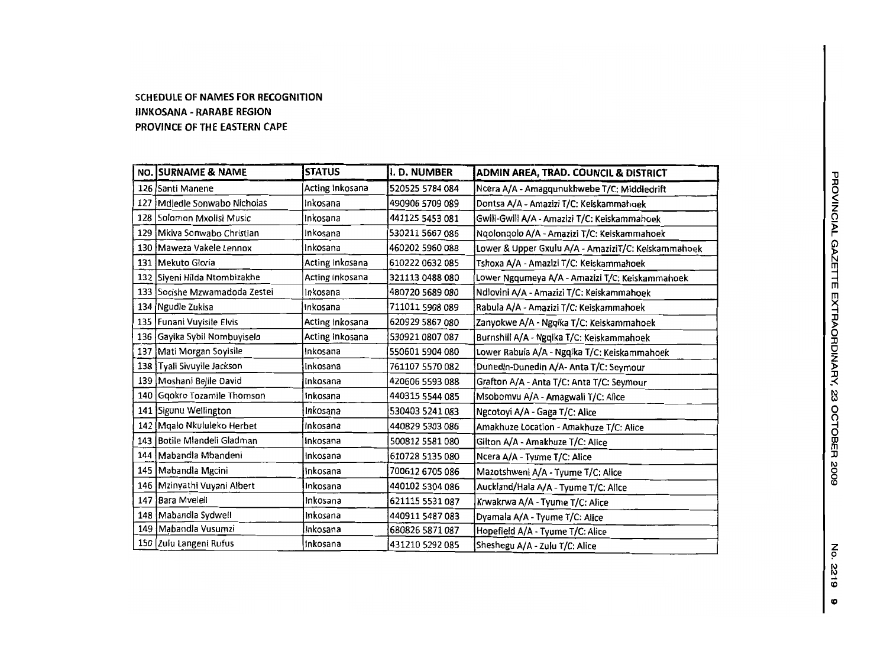**SCHEDULE OF NAMES FOR RECOGNITION**
**IINKOSANA - RARABE REGION**
**PROVINCE OF THE EASTERN CAPE**

| NO. | SURNAME & NAME | STATUS | I. D. NUMBER | ADMIN AREA, TRAD. COUNCIL & DISTRICT |
|---|---|---|---|---|
| 126 | Santi Manene | Acting Inkosana | 520525 5784 084 | Ncera A/A - Amagqunukhwebe T/C: Middledrift |
| 127 | Mdledle Sonwabo Nicholas | Inkosana | 490906 5709 089 | Dontsa A/A - Amazizi T/C: Keiskammahoek |
| 128 | Solomon Mxolisi Music | Inkosana | 441125 5453 081 | Gwili-Gwili A/A - Amazizi T/C: Keiskammahoek |
| 129 | Mkiva Sonwabo Christian | Inkosana | 530211 5667 086 | Nqolonqolo A/A - Amazizi T/C: Keiskammahoek |
| 130 | Maweza Vakele Lennox | Inkosana | 460202 5960 088 | Lower & Upper Gxulu A/A - AmaziziT/C: Keiskammahoek |
| 131 | Mekuto Gloria | Acting Inkosana | 610222 0632 085 | Tshoxa A/A - Amazizi T/C: Keiskammahoek |
| 132 | Siyeni Hilda Ntombizakhe | Acting Inkosana | 321113 0488 080 | Lower Ngqumeya A/A - Amazizi T/C: Keiskammahoek |
| 133 | Socishe Mzwamadoda Zestei | Inkosana | 480720 5689 080 | Ndlovini A/A - Amazizi T/C: Keiskammahoek |
| 134 | Ngudle Zukisa | Inkosana | 711011 5908 089 | Rabula A/A - Amazizi T/C: Keiskammahoek |
| 135 | Funani Vuyisile Elvis | Acting Inkosana | 620929 5867 080 | Zanyokwe A/A - Ngqika T/C: Keiskammahoek |
| 136 | Gayika Sybil Nombuyiselo | Acting Inkosana | 530921 0807 087 | Burnshill A/A - Ngqika T/C: Keiskammahoek |
| 137 | Mati Morgan Soyisile | Inkosana | 550601 5904 080 | Lower Rabula A/A - Ngqika T/C: Keiskammahoek |
| 138 | Tyali Sivuyile Jackson | Inkosana | 761107 5570 082 | Dunedin-Dunedin A/A- Anta T/C: Seymour |
| 139 | Moshani Bejile David | Inkosana | 420606 5593 088 | Grafton A/A - Anta T/C: Anta T/C: Seymour |
| 140 | Gqokro Tozamile Thomson | Inkosana | 440315 5544 085 | Msobomvu A/A - Amagwali T/C: Alice |
| 141 | Sigunu Wellington | Inkosana | 530403 5241 083 | Ngcotoyi A/A - Gaga T/C: Alice |
| 142 | Mqalo Nkululeko Herbet | Inkosana | 440829 5303 086 | Amakhuze Location - Amakhuze T/C: Alice |
| 143 | Botile Mlandeli Gladman | Inkosana | 500812 5581 080 | Gilton A/A - Amakhuze T/C: Alice |
| 144 | Mabandla Mbandeni | Inkosana | 610728 5135 080 | Ncera A/A - Tyume T/C: Alice |
| 145 | Mabandla Mgcini | Inkosana | 700612 6705 086 | Mazotshweni A/A - Tyume T/C: Alice |
| 146 | Mzinyathi Vuyani Albert | Inkosana | 440102 5304 086 | Auckland/Hala A/A - Tyume T/C: Alice |
| 147 | Bara Mveleli | Inkosana | 621115 5531 087 | Krwakrwa A/A - Tyume T/C: Alice |
| 148 | Mabandla Sydwell | Inkosana | 440911 5487 083 | Dyamala A/A - Tyume T/C: Alice |
| 149 | Mabandla Vusumzi | Inkosana | 680826 5871 087 | Hopefield A/A - Tyume T/C: Alice |
| 150 | Zulu Langeni Rufus | Inkosana | 431210 5292 085 | Sheshegu A/A - Zulu T/C: Alice |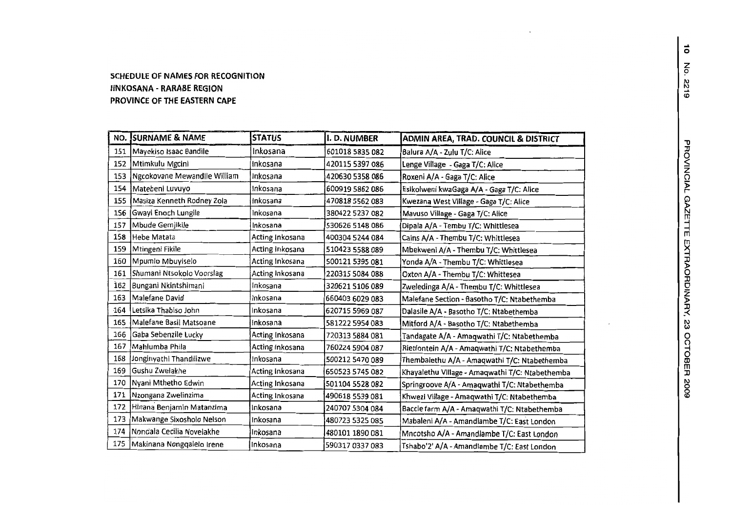**SCHEDULE OF NAMES FOR RECOGNITION**
**IINKOSANA - RARABE REGION**
**PROVINCE OF THE EASTERN CAPE**

| NO. | SURNAME & NAME | STATUS | I. D. NUMBER | ADMIN AREA, TRAD. COUNCIL & DISTRICT |
|---|---|---|---|---|
| 151 | Mayekiso Isaac Bandile | Inkosana | 601018 5835 082 | Balura A/A - Zulu T/C: Alice |
| 152 | Mtimkulu Mgcini | Inkosana | 420115 5397 086 | Lenge Village - Gaga T/C: Alice |
| 153 | Ngcokovane Mewandile William | Inkosana | 420630 5358 086 | Roxeni A/A - Gaga T/C: Alice |
| 154 | Matebeni Luvuyo | Inkosana | 600919 5862 086 | Esikolweni kwaGaga A/A - Gaga T/C: Alice |
| 155 | Masiza Kenneth Rodney Zola | Inkosana | 470818 5562 083 | Kwezana West Village - Gaga T/C: Alice |
| 156 | Gwayi Enoch Lungile | Inkosana | 380422 5237 082 | Mavuso Village - Gaga T/C: Alice |
| 157 | Mbude Gemjikile | Inkosana | 530626 5148 086 | Dipala A/A - Tembu T/C: Whittlesea |
| 158 | Hebe Matata | Acting Inkosana | 400304 5244 084 | Cains A/A - Thembu T/C: Whittlesea |
| 159 | Mtingeni Fikile | Acting Inkosana | 510423 5588 089 | Mbekweni A/A - Thembu T/C: Whittlesea |
| 160 | Mpumlo Mbuyiselo | Acting Inkosana | 500121 5395 081 | Yonda A/A - Thembu T/C: Whittlesea |
| 161 | Shumani Ntsokolo Voorslag | Acting Inkosana | 220315 5084 088 | Oxton A/A - Thembu T/C: Whittesea |
| 162 | Bungani Nkintshimani | Inkosana | 320621 5106 089 | Zweledinga A/A - Thembu T/C: Whittlesea |
| 163 | Malefane David | Inkosana | 660403 6029 083 | Malefane Section - Basotho T/C: Ntabethemba |
| 164 | Letsika Thabiso John | Inkosana | 620715 5969 087 | Dalasile A/A - Basotho T/C: Ntabethemba |
| 165 | Malefane Basil Matsoane | Inkosana | 581222 5954 083 | Mitford A/A - Basotho T/C: Ntabethemba |
| 166 | Gaba Sebenzile Lucky | Acting Inkosana | 720313 5884 081 | Tandagate A/A - Amaqwathi T/C: Ntabethemba |
| 167 | Mahlumba Phila | Acting Inkosana | 760224 5904 087 | Rietfontein A/A - Amaqwathi T/C: Ntabethemba |
| 168 | Jonginyathi Thandilizwe | Inkosana | 500212 5470 089 | Thembalethu A/A - Amaqwathi T/C: Ntabethemba |
| 169 | Gushu Zwelakhe | Acting Inkosana | 650523 5745 082 | Khayalethu Village - Amaqwathi T/C: Ntabethemba |
| 170 | Nyani Mthetho Edwin | Acting Inkosana | 501104 5528 082 | Springroove A/A - Amaqwathi T/C: Ntabethemba |
| 171 | Nzongana Zwelinzima | Acting Inkosana | 490618 5539 081 | Khwezi Village - Amaqwathi T/C: Ntabethemba |
| 172 | Hinana Benjamin Matanzima | Inkosana | 240707 5304 084 | Baccle farm A/A - Amaqwathi T/C: Ntabethemba |
| 173 | Makwange Sixoshola Nelson | Inkosana | 480723 5325 085 | Mabaleni A/A - Amandlambe T/C: East London |
| 174 | Nondala Cecilia Novelakhe | Inkosana | 480101 1890 081 | Mncotsho A/A - Amandlambe T/C: East London |
| 175 | Makinana Nongqalelo Irene | Inkosana | 590317 0337 083 | Tshabo'2' A/A - Amandlambe T/C: East London |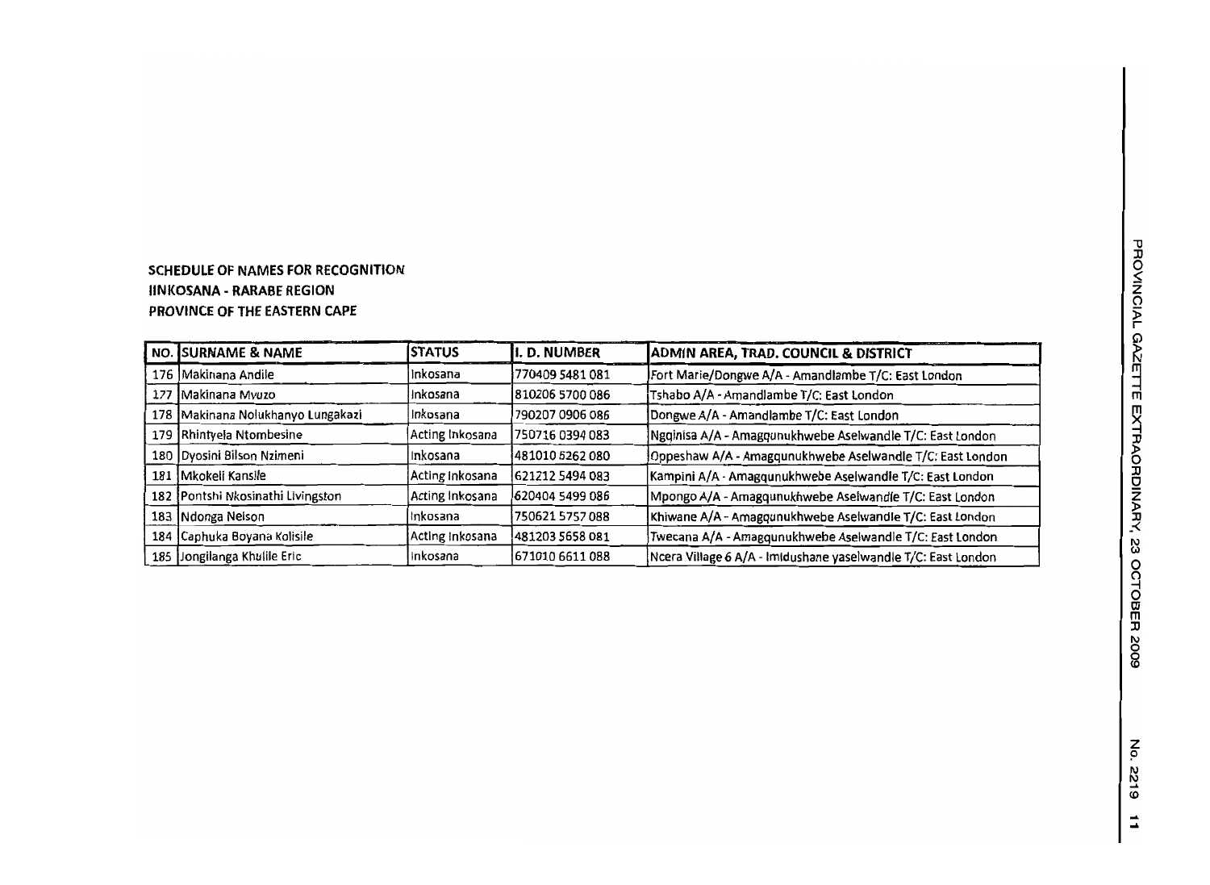**SCHEDULE OF NAMES FOR RECOGNITION**
**IINKOSANA - RARABE REGION**
**PROVINCE OF THE EASTERN CAPE**

| NO. | SURNAME & NAME | STATUS | I. D. NUMBER | ADMIN AREA, TRAD. COUNCIL & DISTRICT |
|---|---|---|---|---|
| 176 | Makinana Andile | Inkosana | 770409 5481 081 | Fort Marie/Dongwe A/A - Amandlambe T/C: East London |
| 177 | Makinana Mvuzo | Inkosana | 810206 5700 086 | Tshabo A/A - Amandlambe T/C: East London |
| 178 | Makinana Nolukhanyo Lungakazi | Inkosana | 790207 0906 086 | Dongwe A/A - Amandlambe T/C: East London |
| 179 | Rhintyela Ntombesine | Acting Inkosana | 750716 0394 083 | Ngqinisa A/A - Amagqunukhwebe Aselwandle T/C: East London |
| 180 | Dyosini Bilson Nzimeni | Inkosana | 481010 5262 080 | Oppeshaw A/A - Amagqunukhwebe Aselwandle T/C: East London |
| 181 | Mkokeli Kansile | Acting Inkosana | 621212 5494 083 | Kampini A/A - Amagqunukhwebe Aselwandle T/C: East London |
| 182 | Pontshi Nkosinathi Livingston | Acting Inkosana | 620404 5499 086 | Mpongo A/A - Amagqunukhwebe Aselwandle T/C: East London |
| 183 | Ndonga Nelson | Inkosana | 750621 5757 088 | Khiwane A/A - Amagqunukhwebe Aselwandle T/C: East London |
| 184 | Caphuka Boyana Kolisile | Acting Inkosana | 481203 5658 081 | Twecana A/A - Amagqunukhwebe Aselwandle T/C: East London |
| 185 | Jongilanga Khulile Eric | Inkosana | 671010 6611 088 | Ncera Village 6 A/A - Imidushane yaselwandle T/C: East London |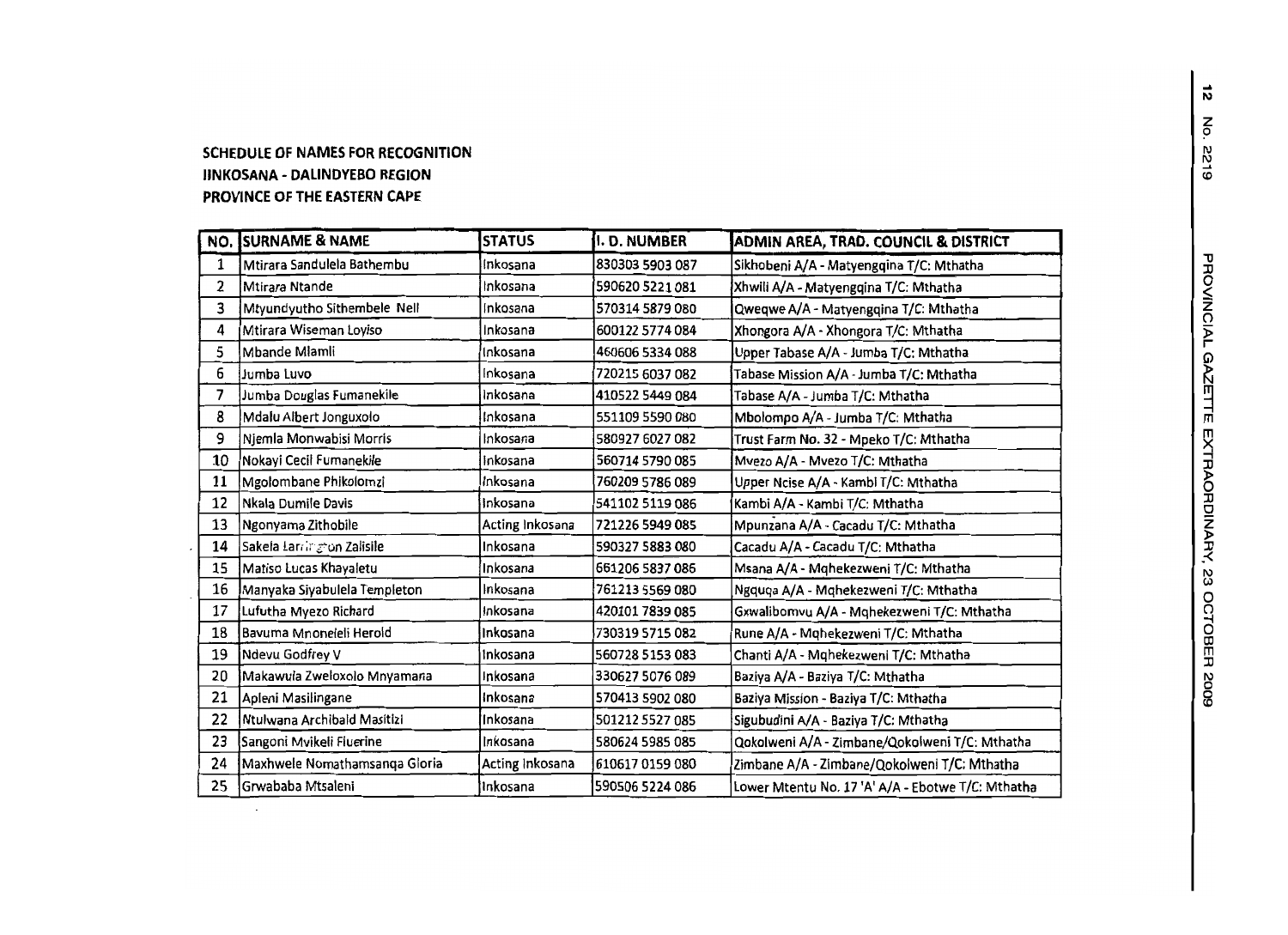**SCHEDULE OF NAMES FOR RECOGNITION**
**IINKOSANA - DALINDYEBO REGION**
**PROVINCE OF THE EASTERN CAPE**

| NO. | SURNAME & NAME | STATUS | I. D. NUMBER | ADMIN AREA, TRAD. COUNCIL & DISTRICT |
|---|---|---|---|---|
| 1 | Mtirara Sandulela Bathembu | Inkosana | 830303 5903 087 | Sikhobeni A/A - Matyengqina T/C: Mthatha |
| 2 | Mtirara Ntande | Inkosana | 590620 5221 081 | Xhwili A/A - Matyengqina T/C: Mthatha |
| 3 | Mtyundyutho Sithembele Nell | Inkosana | 570314 5879 080 | Qweqwe A/A - Matyengqina T/C: Mthatha |
| 4 | Mtirara Wiseman Loyiso | Inkosana | 600122 5774 084 | Xhongora A/A - Xhongora T/C: Mthatha |
| 5 | Mbande Mlamli | Inkosana | 460606 5334 088 | Upper Tabase A/A - Jumba T/C: Mthatha |
| 6 | Jumba Luvo | Inkosana | 720215 6037 082 | Tabase Mission A/A - Jumba T/C: Mthatha |
| 7 | Jumba Douglas Fumanekile | Inkosana | 410522 5449 084 | Tabase A/A - Jumba T/C: Mthatha |
| 8 | Mdalu Albert Jonguxolo | Inkosana | 551109 5590 080 | Mbolompo A/A - Jumba T/C: Mthatha |
| 9 | Njemla Monwabisi Morris | Inkosana | 580927 6027 082 | Trust Farm No. 32 - Mpeko T/C: Mthatha |
| 10 | Nokayi Cecil Fumanekile | Inkosana | 560714 5790 085 | Mvezo A/A - Mvezo T/C: Mthatha |
| 11 | Mgolombane Phikolomzi | Inkosana | 760209 5786 089 | Upper Ncise A/A - Kambi T/C: Mthatha |
| 12 | Nkala Dumile Davis | Inkosana | 541102 5119 086 | Kambi A/A - Kambi T/C: Mthatha |
| 13 | Ngonyama Zithobile | Acting Inkosana | 721226 5949 085 | Mpunzana A/A - Cacadu T/C: Mthatha |
| 14 | Sakela Larrington Zalisile | Inkosana | 590327 5883 080 | Cacadu A/A - Cacadu T/C: Mthatha |
| 15 | Matiso Lucas Khayaletu | Inkosana | 661206 5837 086 | Msana A/A - Mqhekezweni T/C: Mthatha |
| 16 | Manyaka Siyabulela Templeton | Inkosana | 761213 5569 080 | Ngquqa A/A - Mqhekezweni T/C: Mthatha |
| 17 | Lufutha Myezo Richard | Inkosana | 420101 7839 085 | Gxwalibomvu A/A - Mqhekezweni T/C: Mthatha |
| 18 | Bavuma Mnonelell Herold | Inkosana | 730319 5715 082 | Rune A/A - Mqhekezweni T/C: Mthatha |
| 19 | Ndevu Godfrey V | Inkosana | 560728 5153 083 | Chanti A/A - Mqhekezweni T/C: Mthatha |
| 20 | Makawula Zweloxolo Mnyamana | Inkosana | 330627 5076 089 | Baziya A/A - Baziya T/C: Mthatha |
| 21 | Apleni Masilingane | Inkosana | 570413 5902 080 | Baziya Mission - Baziya T/C: Mthatha |
| 22 | Ntulwana Archibald Masitizi | Inkosana | 501212 5527 085 | Sigubudini A/A - Baziya T/C: Mthatha |
| 23 | Sangoni Mvikeli Fluerine | Inkosana | 580624 5985 085 | Qokolweni A/A - Zimbane/Qokolweni T/C: Mthatha |
| 24 | Maxhwele Nomathamsanqa Gloria | Acting Inkosana | 610617 0159 080 | Zimbane A/A - Zimbane/Qokolweni T/C: Mthatha |
| 25 | Grwababa Mtsaleni | Inkosana | 590506 5224 086 | Lower Mtentu No. 17 'A' A/A - Ebotwe T/C: Mthatha |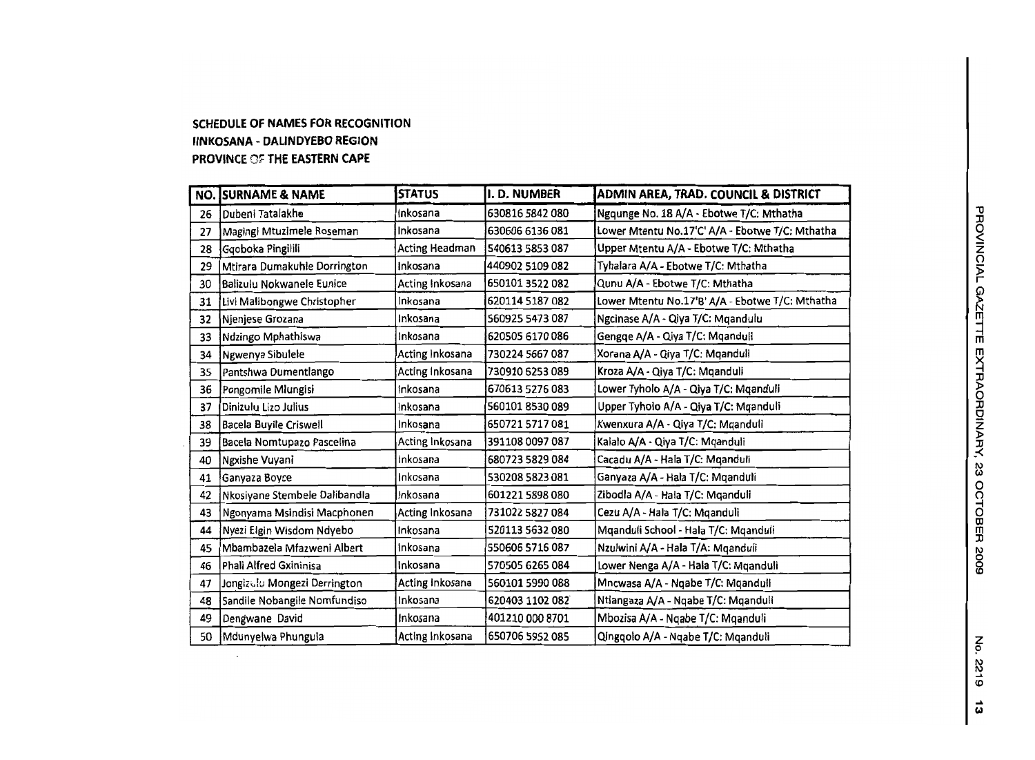**SCHEDULE OF NAMES FOR RECOGNITION**
**IINKOSANA - DALINDYEBO REGION**
**PROVINCE OF THE EASTERN CAPE**

| NO. | SURNAME & NAME | STATUS | I. D. NUMBER | ADMIN AREA, TRAD. COUNCIL & DISTRICT |
|---|---|---|---|---|
| 26 | Dubeni Tatalakhe | Inkosana | 630816 5842 080 | Ngqunge No. 18 A/A - Ebotwe T/C: Mthatha |
| 27 | Magingi Mtuzimele Roseman | Inkosana | 630606 6136 081 | Lower Mtentu No.17'C' A/A - Ebotwe T/C: Mthatha |
| 28 | Gqoboka Pingilili | Acting Headman | 540613 5853 087 | Upper Mtentu A/A - Ebotwe T/C: Mthatha |
| 29 | Mtirara Dumakuhle Dorrington | Inkosana | 440902 5109 082 | Tyhalara A/A - Ebotwe T/C: Mthatha |
| 30 | Balizulu Nokwanele Eunice | Acting Inkosana | 650101 3522 082 | Qunu A/A - Ebotwe T/C: Mthatha |
| 31 | Livi Malibongwe Christopher | Inkosana | 620114 5187 082 | Lower Mtentu No.17'B' A/A - Ebotwe T/C: Mthatha |
| 32 | Njenjese Grozana | Inkosana | 560925 5473 087 | Ngcinase A/A - Qiya T/C: Mqandulu |
| 33 | Ndzingo Mphathiswa | Inkosana | 620505 6170 086 | Gengqe A/A - Qiya T/C: Mqanduli |
| 34 | Ngwenya Sibulele | Acting Inkosana | 730224 5667 087 | Xorana A/A - Qiya T/C: Mqanduli |
| 35 | Pantshwa Dumentlango | Acting Inkosana | 730910 6253 089 | Kroza A/A - Qiya T/C: Mqanduli |
| 36 | Pongomile Mlungisi | Inkosana | 670613 5276 083 | Lower Tyholo A/A - Qiya T/C: Mqanduli |
| 37 | Dinizulu Lizo Julius | Inkosana | 560101 8530 089 | Upper Tyholo A/A - Qiya T/C: Mqanduli |
| 38 | Bacela Buyile Criswell | Inkosana | 650721 5717 081 | Kwenxura A/A - Qiya T/C: Mqanduli |
| 39 | Bacela Nomtupazo Pascelina | Acting Inkosana | 391108 0097 087 | Kalalo A/A - Qiya T/C: Mqanduli |
| 40 | Ngxishe Vuyani | Inkosana | 680723 5829 084 | Cacadu A/A - Hala T/C: Mqanduli |
| 41 | Ganyaza Boyce | Inkosana | 530208 5823 081 | Ganyaza A/A - Hala T/C: Mqanduli |
| 42 | Nkosiyane Stembele Dalibandla | Inkosana | 601221 5898 080 | Zibodla A/A - Hala T/C: Mqanduli |
| 43 | Ngonyama Msindisi Macphonen | Acting Inkosana | 731022 5827 084 | Cezu A/A - Hala T/C: Mqanduli |
| 44 | Nyezi Elgin Wisdom Ndyebo | Inkosana | 520113 5632 080 | Mqanduli School - Hala T/C: Mqanduli |
| 45 | Mbambazela Mfazweni Albert | Inkosana | 550606 5716 087 | Nzulwini A/A - Hala T/A: Mqanduli |
| 46 | Phali Alfred Gxininisa | Inkosana | 570505 6265 084 | Lower Nenga A/A - Hala T/C: Mqanduli |
| 47 | Jongizulu Mongezi Derrington | Acting Inkosana | 560101 5990 088 | Mncwasa A/A - Nqabe T/C: Mqanduli |
| 48 | Sandile Nobangile Nomfundiso | Inkosana | 620403 1102 082 | Ntlangaza A/A - Nqabe T/C: Mqanduli |
| 49 | Dengwane David | Inkosana | 401210 000 8701 | Mbozisa A/A - Nqabe T/C: Mqanduli |
| 50 | Mdunyelwa Phungula | Acting Inkosana | 650706 5952 085 | Qingqolo A/A - Nqabe T/C: Mqanduli |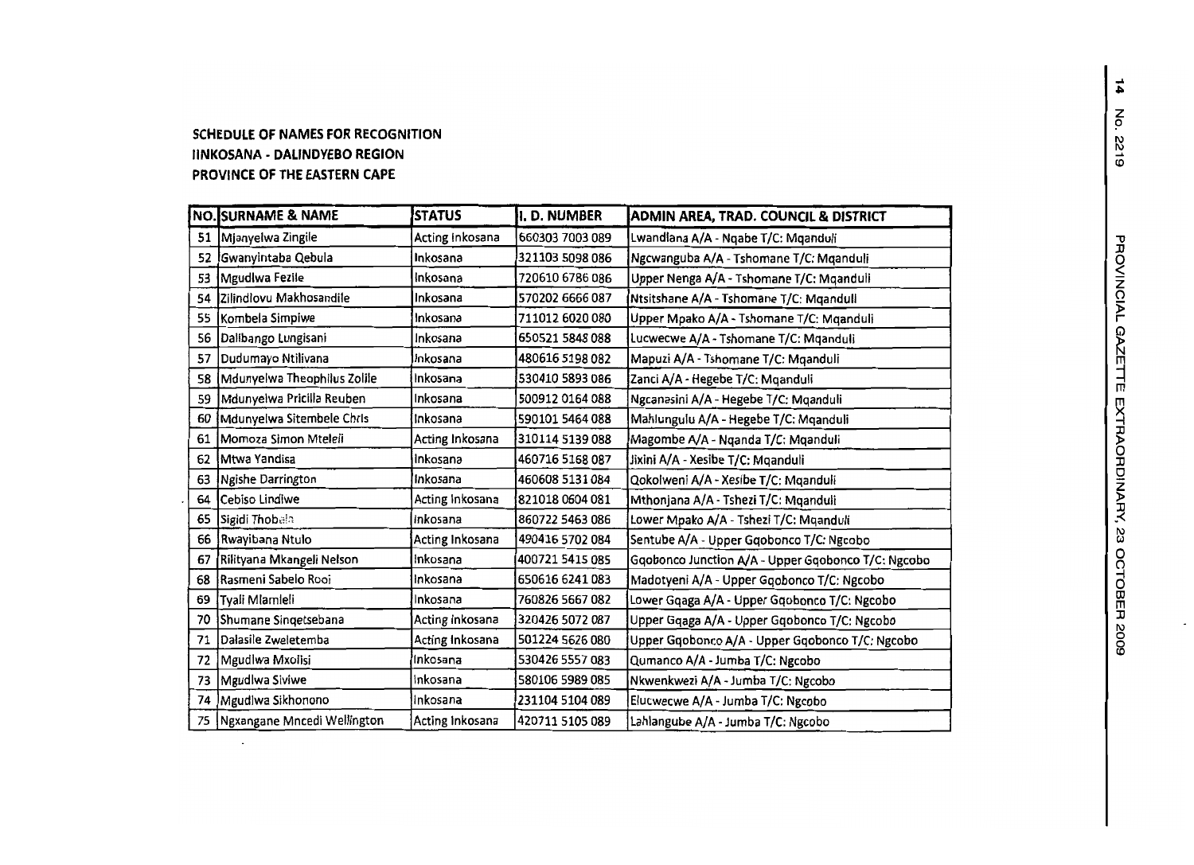**SCHEDULE OF NAMES FOR RECOGNITION**
**IINKOSANA - DALINDYEBO REGION**
**PROVINCE OF THE EASTERN CAPE**

| NO. | SURNAME & NAME | STATUS | I. D. NUMBER | ADMIN AREA, TRAD. COUNCIL & DISTRICT |
|---|---|---|---|---|
| 51 | Mjanyelwa Zingile | Acting Inkosana | 660303 7003 089 | Lwandlana A/A - Nqabe T/C: Mqanduli |
| 52 | Gwanyintaba Qebula | Inkosana | 321103 5098 086 | Ngcwanguba A/A - Tshomane T/C: Mqanduli |
| 53 | Mgudlwa Fezile | Inkosana | 720610 6786 086 | Upper Nenga A/A - Tshomane T/C: Mqanduli |
| 54 | Zilindlovu Makhosandile | Inkosana | 570202 6666 087 | Ntsitshane A/A - Tshomane T/C: Mqanduli |
| 55 | Kombela Simpiwe | Inkosana | 711012 6020 080 | Upper Mpako A/A - Tshomane T/C: Mqanduli |
| 56 | Dalibango Lungisani | Inkosana | 650521 5848 088 | Lucwecwe A/A - Tshomane T/C: Mqanduli |
| 57 | Dudumayo Ntilivana | Inkosana | 480616 5198 082 | Mapuzi A/A - Tshomane T/C: Mqanduli |
| 58 | Mdunyelwa Theophilus Zolile | Inkosana | 530410 5893 086 | Zanci A/A - Hegebe T/C: Mqanduli |
| 59 | Mdunyelwa Pricilla Reuben | Inkosana | 500912 0164 088 | Ngcanasini A/A - Hegebe T/C: Mqanduli |
| 60 | Mdunyelwa Sitembele Chris | Inkosana | 590101 5464 088 | Mahlungulu A/A - Hegebe T/C: Mqanduli |
| 61 | Momoza Simon Mteleli | Acting Inkosana | 310114 5139 088 | Magombe A/A - Nqanda T/C: Mqanduli |
| 62 | Mtwa Yandisa | Inkosana | 460716 5168 087 | Jixini A/A - Xesibe T/C: Mqanduli |
| 63 | Ngishe Darrington | Inkosana | 460608 5131 084 | Qokolweni A/A - Xesibe T/C: Mqanduli |
| 64 | Cebiso Lindiwe | Acting Inkosana | 821018 0604 081 | Mthonjana A/A - Tshezi T/C: Mqanduli |
| 65 | Sigidi Thobela | Inkosana | 860722 5463 086 | Lower Mpako A/A - Tshezi T/C: Mqanduli |
| 66 | Rwayibana Ntulo | Acting Inkosana | 490416 5702 084 | Sentube A/A - Upper Gqobonco T/C: Ngcobo |
| 67 | Rilityana Mkangeli Nelson | Inkosana | 400721 5415 085 | Gqobonco Junction A/A - Upper Gqobonco T/C: Ngcobo |
| 68 | Rasmeni Sabelo Rooi | Inkosana | 650616 6241 083 | Madotyeni A/A - Upper Gqobonco T/C: Ngcobo |
| 69 | Tyali Mlamleli | Inkosana | 760826 5667 082 | Lower Gqaga A/A - Upper Gqobonco T/C: Ngcobo |
| 70 | Shumane Singetsebana | Acting Inkosana | 320426 5072 087 | Upper Gqaga A/A - Upper Gqobonco T/C: Ngcobo |
| 71 | Dalasile Zweletemba | Acting Inkosana | 501224 5626 080 | Upper Gqobonco A/A - Upper Gqobonco T/C: Ngcobo |
| 72 | Mgudlwa Mxolisi | Inkosana | 530426 5557 083 | Qumanco A/A - Jumba T/C: Ngcobo |
| 73 | Mgudlwa Siviwe | Inkosana | 580106 5989 085 | Nkwenkwezi A/A - Jumba T/C: Ngcobo |
| 74 | Mgudlwa Sikhonono | Inkosana | 231104 5104 089 | Elucwecwe A/A - Jumba T/C: Ngcobo |
| 75 | Ngxangane Mncedi Wellington | Acting Inkosana | 420711 5105 089 | Lahlangube A/A - Jumba T/C: Ngcobo |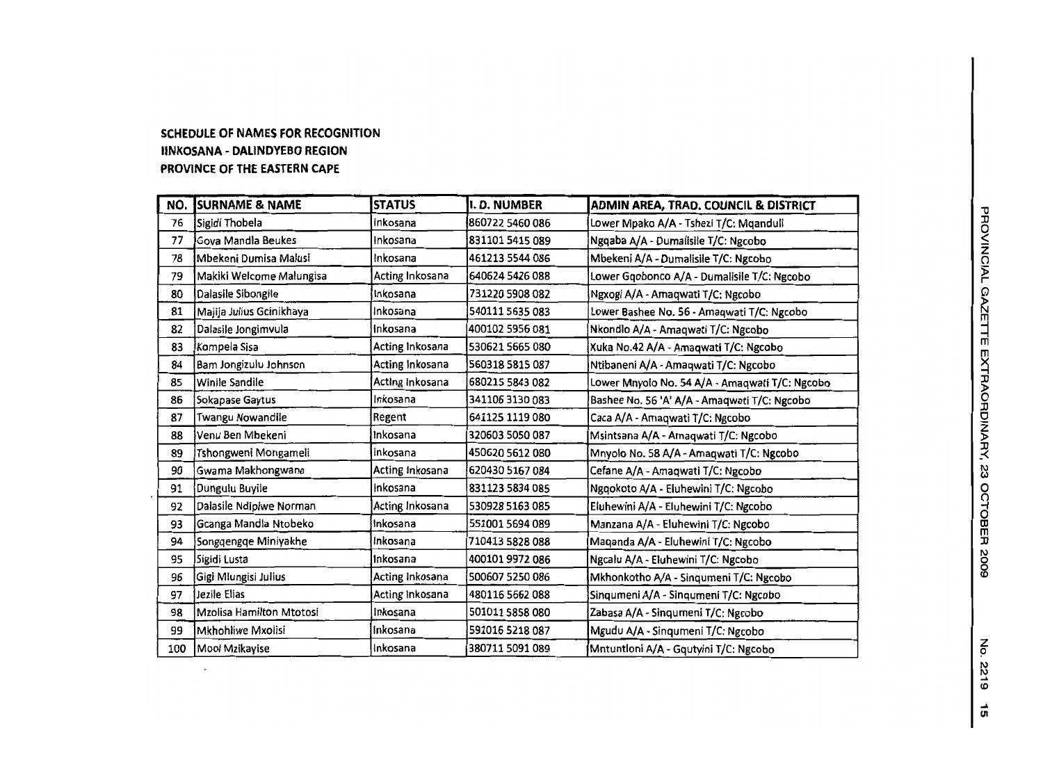**SCHEDULE OF NAMES FOR RECOGNITION**
**IINKOSANA - DALINDYEBO REGION**
**PROVINCE OF THE EASTERN CAPE**

| NO. | SURNAME & NAME | STATUS | I. D. NUMBER | ADMIN AREA, TRAD. COUNCIL & DISTRICT |
|---|---|---|---|---|
| 76 | Sigidi Thobela | Inkosana | 860722 5460 086 | Lower Mpako A/A - Tshezi T/C: Mqanduli |
| 77 | Gova Mandla Beukes | Inkosana | 831101 5415 089 | Ngqaba A/A - Dumalisile T/C: Ngcobo |
| 78 | Mbekeni Dumisa Malusi | Inkosana | 461213 5544 086 | Mbekeni A/A - Dumalisile T/C: Ngcobo |
| 79 | Makiki Welcome Malungisa | Acting Inkosana | 640624 5426 088 | Lower Gqobonco A/A - Dumalisile T/C: Ngcobo |
| 80 | Dalasile Sibongile | Inkosana | 731220 5908 082 | Ngxogi A/A - Amaqwati T/C: Ngcobo |
| 81 | Majija Julius Gcinikhaya | Inkosana | 540111 5635 083 | Lower Bashee No. 56 - Amaqwati T/C: Ngcobo |
| 82 | Dalasile Jongimvula | Inkosana | 400102 5956 081 | Nkondlo A/A - Amaqwati T/C: Ngcobo |
| 83 | Kompela Sisa | Acting Inkosana | 530621 5665 080 | Xuka No.42 A/A - Amaqwati T/C: Ngcobo |
| 84 | Bam Jongizulu Johnson | Acting Inkosana | 560318 5815 087 | Ntibaneni A/A - Amaqwati T/C: Ngcobo |
| 85 | Winile Sandile | Acting Inkosana | 680215 5843 082 | Lower Mnyolo No. 54 A/A - Amaqwati T/C: Ngcobo |
| 86 | Sokapase Gaytus | Inkosana | 341106 3130 083 | Bashee No. 56 'A' A/A - Amaqwati T/C: Ngcobo |
| 87 | Twangu Nowandile | Regent | 641125 1119 080 | Caca A/A - Amaqwati T/C: Ngcobo |
| 88 | Venu Ben Mbekeni | Inkosana | 320603 5050 087 | Msintsana A/A - Amaqwati T/C: Ngcobo |
| 89 | Tshongweni Mongameli | Inkosana | 450620 5612 080 | Mnyolo No. 58 A/A - Amaqwati T/C: Ngcobo |
| 90 | Gwama Makhongwana | Acting Inkosana | 620430 5167 084 | Cefane A/A - Amaqwati T/C: Ngcobo |
| 91 | Dungulu Buyile | Inkosana | 831123 5834 085 | Ngqokoto A/A - Eluhewini T/C: Ngcobo |
| 92 | Dalasile Ndipiwe Norman | Acting Inkosana | 530928 5163 085 | Eluhewini A/A - Eluhewini T/C: Ngcobo |
| 93 | Gcanga Mandla Ntobeko | Inkosana | 551001 5694 089 | Manzana A/A - Eluhewini T/C: Ngcobo |
| 94 | Songqengqe Miniyakhe | Inkosana | 710413 5828 088 | Maqanda A/A - Eluhewini T/C: Ngcobo |
| 95 | Sigidi Lusta | Inkosana | 400101 9972 086 | Ngcalu A/A - Eluhewini T/C: Ngcobo |
| 96 | Gigi Mlungisi Julius | Acting Inkosana | 500607 5250 086 | Mkhonkotho A/A - Sinqumeni T/C: Ngcobo |
| 97 | Jezile Elias | Acting Inkosana | 480116 5662 088 | Sinqumeni A/A - Sinqumeni T/C: Ngcobo |
| 98 | Mzolisa Hamilton Mtotosi | Inkosana | 501011 5858 080 | Zabasa A/A - Sinqumeni T/C: Ngcobo |
| 99 | Mkhohliwe Mxolisi | Inkosana | 591016 5218 087 | Mgudu A/A - Sinqumeni T/C: Ngcobo |
| 100 | Mooi Mzikayise | Inkosana | 380711 5091 089 | Mntuntloni A/A - Gqutyini T/C: Ngcobo |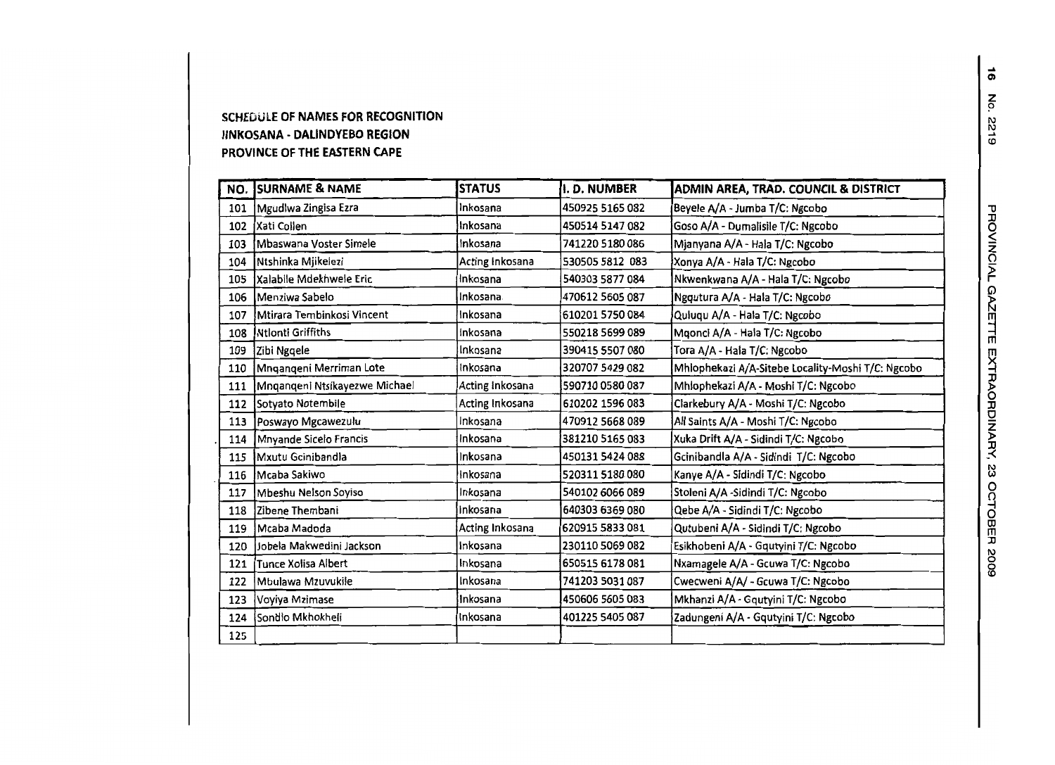**SCHEDULE OF NAMES FOR RECOGNITION**
**IINKOSANA - DALINDYEBO REGION**
**PROVINCE OF THE EASTERN CAPE**

| NO. | SURNAME & NAME | STATUS | I. D. NUMBER | ADMIN AREA, TRAD. COUNCIL & DISTRICT |
|---|---|---|---|---|
| 101 | Mgudlwa Zingisa Ezra | Inkosana | 450925 5165 082 | Beyele A/A - Jumba T/C: Ngcobo |
| 102 | Xati Collen | Inkosana | 450514 5147 082 | Goso A/A - Dumalisile T/C: Ngcobo |
| 103 | Mbaswana Voster Simele | Inkosana | 741220 5180 086 | Mjanyana A/A - Hala T/C: Ngcobo |
| 104 | Ntshinka Mjikelezi | Acting Inkosana | 530505 5812 083 | Xonya A/A - Hala T/C: Ngcobo |
| 105 | Xalabile Mdekhwele Eric | Inkosana | 540303 5877 084 | Nkwenkwana A/A - Hala T/C: Ngcobo |
| 106 | Menziwa Sabelo | Inkosana | 470612 5605 087 | Ngqutura A/A - Hala T/C: Ngcobo |
| 107 | Mtirara Tembinkosi Vincent | Inkosana | 610201 5750 084 | Quluqu A/A - Hala T/C: Ngcobo |
| 108 | Ntlonti Griffiths | Inkosana | 550218 5699 089 | Mqonci A/A - Hala T/C: Ngcobo |
| 109 | Zibi Ngqele | Inkosana | 390415 5507 080 | Tora A/A - Hala T/C: Ngcobo |
| 110 | Mnqanqeni Merriman Lote | Inkosana | 320707 5429 082 | Mhlophekazi A/A-Sitebe Locality-Moshi T/C: Ngcobo |
| 111 | Mnqanqeni Ntsikayezwe Michael | Acting Inkosana | 590710 0580 087 | Mhlophekazi A/A - Moshi T/C: Ngcobo |
| 112 | Sotyato Notembile | Acting Inkosana | 610202 1596 083 | Clarkebury A/A - Moshi T/C: Ngcobo |
| 113 | Poswayo Mgcawezulu | Inkosana | 470912 5668 089 | All Saints A/A - Moshi T/C: Ngcobo |
| 114 | Mnyande Sicelo Francis | Inkosana | 381210 5165 083 | Xuka Drift A/A - Sidindi T/C: Ngcobo |
| 115 | Mxutu Gcinibandla | Inkosana | 450131 5424 088 | Gcinibandla A/A - Sidindi T/C: Ngcobo |
| 116 | Mcaba Sakiwo | Inkosana | 520311 5180 080 | Kanye A/A - Sidindi T/C: Ngcobo |
| 117 | Mbeshu Nelson Soyiso | Inkosana | 540102 6066 089 | Stoleni A/A -Sidindi T/C: Ngcobo |
| 118 | Zibene Thembani | Inkosana | 640303 6369 080 | Qebe A/A - Sidindi T/C: Ngcobo |
| 119 | Mcaba Madoda | Acting Inkosana | 620915 5833 081 | Qutubeni A/A - Sidindi T/C: Ngcobo |
| 120 | Jobela Makwedini Jackson | Inkosana | 230110 5069 082 | Esikhobeni A/A - Gqutyini T/C: Ngcobo |
| 121 | Tunce Xolisa Albert | Inkosana | 650515 6178 081 | Nxamagele A/A - Gcuwa T/C: Ngcobo |
| 122 | Mbulawa Mzuvukile | Inkosana | 741203 5031 087 | Cwecweni A/A/ - Gcuwa T/C: Ngcobo |
| 123 | Voyiya Mzimase | Inkosana | 450606 5605 083 | Mkhanzi A/A - Gqutyini T/C: Ngcobo |
| 124 | Sondlo Mkhokheli | Inkosana | 401225 5405 087 | Zadungeni A/A - Gqutyini T/C: Ngcobo |
| 125 | | | | |